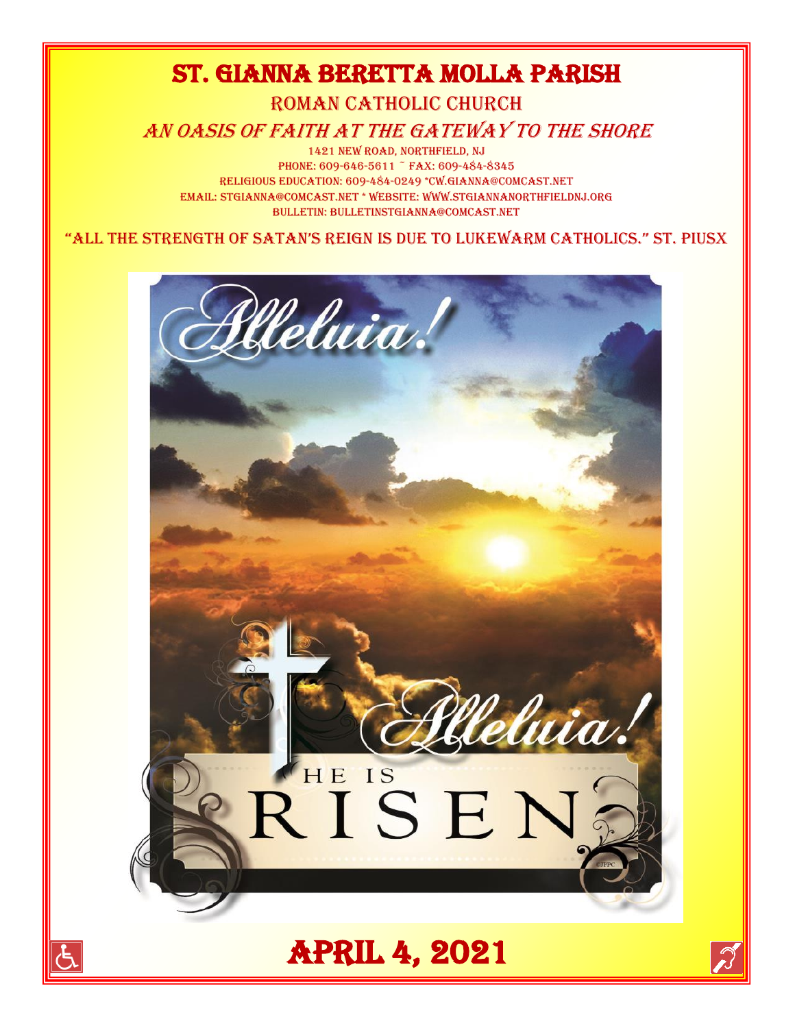# ST. GIANNA BERETTA MOLLA PARISH

## ROMAN CATHOLIC CHURCH

### *AN OASIS OF FAITH AT THE GATEWAY TO THE SHORE*

1421 NEW ROAD, NORTHFIELD, NJ
PHONE: 609-646-5611 ~ FAX: 609-484-8345
RELIGIOUS EDUCATION: 609-484-0249 *CW.GIANNA@COMCAST.NET
EMAIL: STGIANNA@COMCAST.NET * WEBSITE: WWW.STGIANNANORTHFIELDNJ.ORG
BULLETIN: BULLETINSTGIANNA@COMCAST.NET

"ALL THE STRENGTH OF SATAN'S REIGN IS DUE TO LUKEWARM CATHOLICS." ST. PIUSX

*Alleluia!*

*Alleluia!*

HE IS RISEN

## APRIL 4, 2021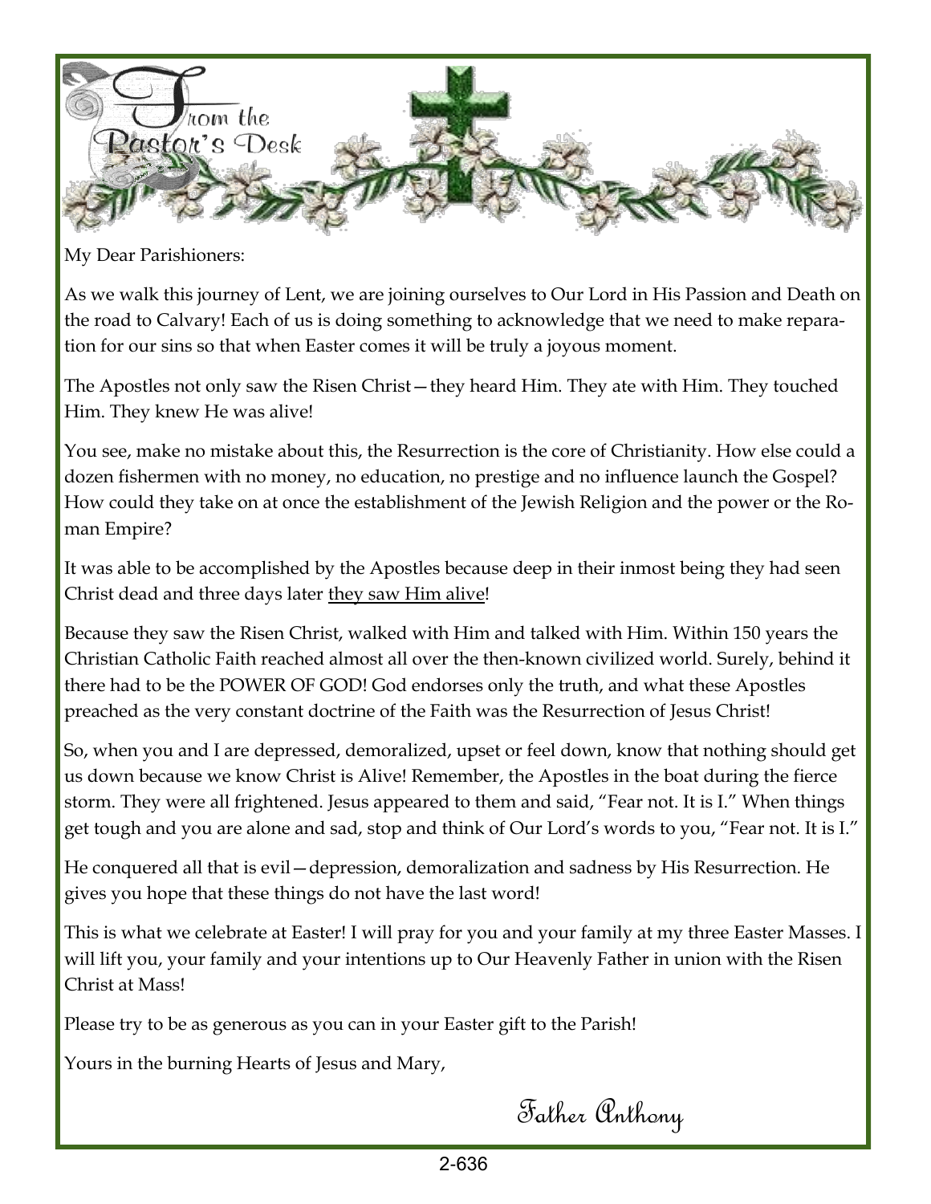# From the Pastor's Desk

My Dear Parishioners:

As we walk this journey of Lent, we are joining ourselves to Our Lord in His Passion and Death on the road to Calvary! Each of us is doing something to acknowledge that we need to make reparation for our sins so that when Easter comes it will be truly a joyous moment.

The Apostles not only saw the Risen Christ—they heard Him. They ate with Him. They touched Him. They knew He was alive!

You see, make no mistake about this, the Resurrection is the core of Christianity. How else could a dozen fishermen with no money, no education, no prestige and no influence launch the Gospel? How could they take on at once the establishment of the Jewish Religion and the power or the Roman Empire?

It was able to be accomplished by the Apostles because deep in their inmost being they had seen Christ dead and three days later <u>they saw Him alive</u>!

Because they saw the Risen Christ, walked with Him and talked with Him. Within 150 years the Christian Catholic Faith reached almost all over the then-known civilized world. Surely, behind it there had to be the POWER OF GOD! God endorses only the truth, and what these Apostles preached as the very constant doctrine of the Faith was the Resurrection of Jesus Christ!

So, when you and I are depressed, demoralized, upset or feel down, know that nothing should get us down because we know Christ is Alive! Remember, the Apostles in the boat during the fierce storm. They were all frightened. Jesus appeared to them and said, "Fear not. It is I." When things get tough and you are alone and sad, stop and think of Our Lord's words to you, "Fear not. It is I."

He conquered all that is evil—depression, demoralization and sadness by His Resurrection. He gives you hope that these things do not have the last word!

This is what we celebrate at Easter! I will pray for you and your family at my three Easter Masses. I will lift you, your family and your intentions up to Our Heavenly Father in union with the Risen Christ at Mass!

Please try to be as generous as you can in your Easter gift to the Parish!

Yours in the burning Hearts of Jesus and Mary,

Father Anthony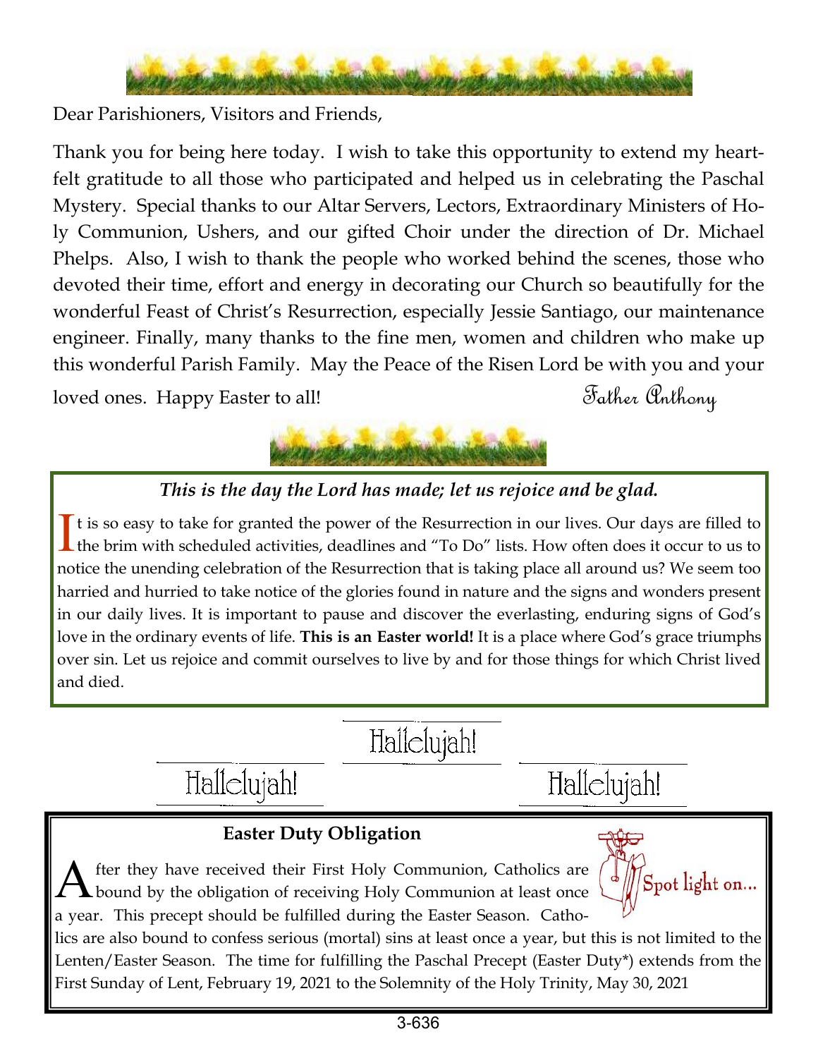Dear Parishioners, Visitors and Friends,

Thank you for being here today. I wish to take this opportunity to extend my heartfelt gratitude to all those who participated and helped us in celebrating the Paschal Mystery. Special thanks to our Altar Servers, Lectors, Extraordinary Ministers of Holy Communion, Ushers, and our gifted Choir under the direction of Dr. Michael Phelps. Also, I wish to thank the people who worked behind the scenes, those who devoted their time, effort and energy in decorating our Church so beautifully for the wonderful Feast of Christ's Resurrection, especially Jessie Santiago, our maintenance engineer. Finally, many thanks to the fine men, women and children who make up this wonderful Parish Family. May the Peace of the Risen Lord be with you and your loved ones. Happy Easter to all!

Father Anthony

***This is the day the Lord has made; let us rejoice and be glad.***

It is so easy to take for granted the power of the Resurrection in our lives. Our days are filled to the brim with scheduled activities, deadlines and "To Do" lists. How often does it occur to us to notice the unending celebration of the Resurrection that is taking place all around us? We seem too harried and hurried to take notice of the glories found in nature and the signs and wonders present in our daily lives. It is important to pause and discover the everlasting, enduring signs of God's love in the ordinary events of life. **This is an Easter world!** It is a place where God's grace triumphs over sin. Let us rejoice and commit ourselves to live by and for those things for which Christ lived and died.

Hallelujah! Hallelujah! Hallelujah!

Spot light on...

## Easter Duty Obligation

After they have received their First Holy Communion, Catholics are bound by the obligation of receiving Holy Communion at least once a year. This precept should be fulfilled during the Easter Season. Catholics are also bound to confess serious (mortal) sins at least once a year, but this is not limited to the Lenten/Easter Season. The time for fulfilling the Paschal Precept (Easter Duty*) extends from the First Sunday of Lent, February 19, 2021 to the Solemnity of the Holy Trinity, May 30, 2021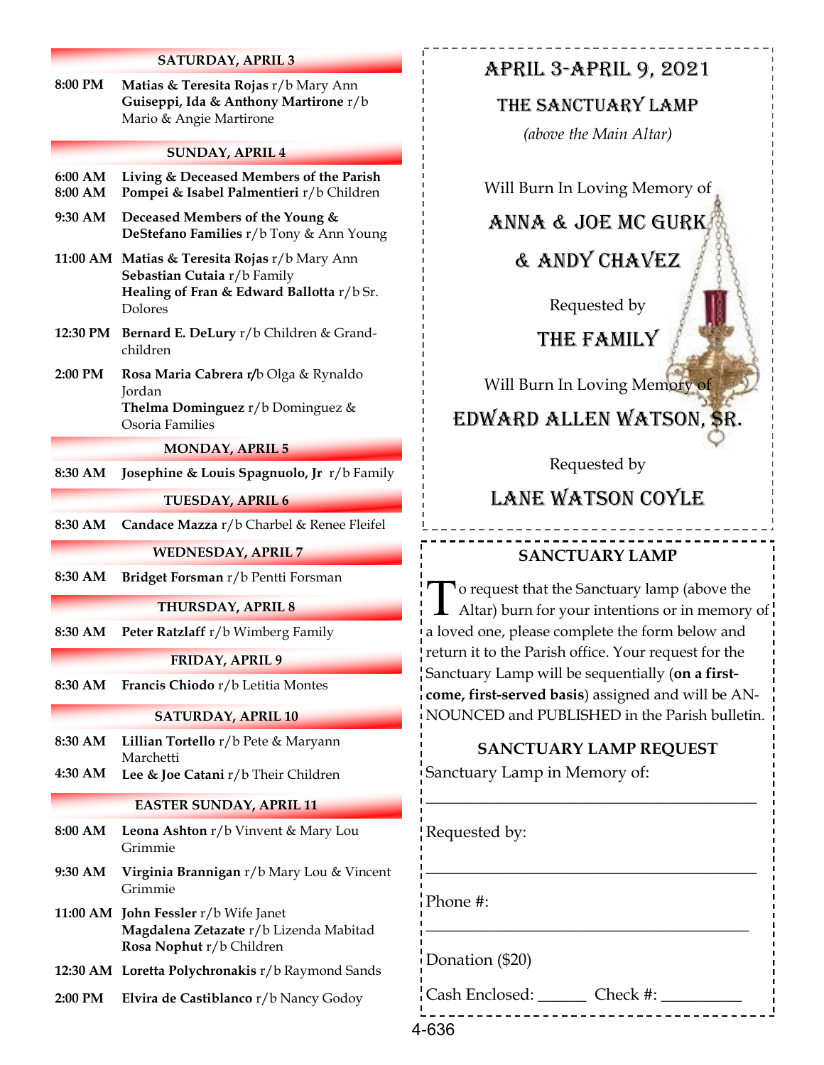## SATURDAY, APRIL 3

**8:00 PM** **Matias & Teresita Rojas** r/b Mary Ann
**Guiseppi, Ida & Anthony Martirone** r/b Mario & Angie Martirone

## SUNDAY, APRIL 4

**6:00 AM** **Living & Deceased Members of the Parish**

**8:00 AM** **Pompei & Isabel Palmentieri** r/b Children

**9:30 AM** **Deceased Members of the Young & DeStefano Families** r/b Tony & Ann Young

**11:00 AM** **Matias & Teresita Rojas** r/b Mary Ann
**Sebastian Cutaia** r/b Family
**Healing of Fran & Edward Ballotta** r/b Sr. Dolores

**12:30 PM** **Bernard E. DeLury** r/b Children & Grand-children

**2:00 PM** **Rosa Maria Cabrera r/**b Olga & Rynaldo Jordan
**Thelma Dominguez** r/b Dominguez & Osoria Families

## MONDAY, APRIL 5

**8:30 AM** **Josephine & Louis Spagnuolo, Jr** r/b Family

## TUESDAY, APRIL 6

**8:30 AM** **Candace Mazza** r/b Charbel & Renee Fleifel

## WEDNESDAY, APRIL 7

**8:30 AM** **Bridget Forsman** r/b Pentti Forsman

## THURSDAY, APRIL 8

**8:30 AM** **Peter Ratzlaff** r/b Wimberg Family

## FRIDAY, APRIL 9

**8:30 AM** **Francis Chiodo** r/b Letitia Montes

## SATURDAY, APRIL 10

**8:30 AM** **Lillian Tortello** r/b Pete & Maryann Marchetti

**4:30 AM** **Lee & Joe Catani** r/b Their Children

## EASTER SUNDAY, APRIL 11

**8:00 AM** **Leona Ashton** r/b Vinvent & Mary Lou Grimmie

**9:30 AM** **Virginia Brannigan** r/b Mary Lou & Vincent Grimmie

**11:00 AM** **John Fessler** r/b Wife Janet
**Magdalena Zetazate** r/b Lizenda Mabitad
**Rosa Nophut** r/b Children

**12:30 AM** **Loretta Polychronakis** r/b Raymond Sands

**2:00 PM** **Elvira de Castiblanco** r/b Nancy Godoy

---

# APRIL 3-APRIL 9, 2021

## THE SANCTUARY LAMP

*(above the Main Altar)*

Will Burn In Loving Memory of

**ANNA & JOE MC GURK**

**& ANDY CHAVEZ**

Requested by

**THE FAMILY**

Will Burn In Loving Memory of

**EDWARD ALLEN WATSON, SR.**

Requested by

**LANE WATSON COYLE**

---

## SANCTUARY LAMP

To request that the Sanctuary lamp (above the Altar) burn for your intentions or in memory of a loved one, please complete the form below and return it to the Parish office. Your request for the Sanctuary Lamp will be sequentially (**on a first-come, first-served basis**) assigned and will be ANNOUNCED and PUBLISHED in the Parish bulletin.

### SANCTUARY LAMP REQUEST

Sanctuary Lamp in Memory of:

_________________________________________

Requested by:

_________________________________________

Phone #:

_________________________________________

Donation ($20)

Cash Enclosed: ______ Check #: __________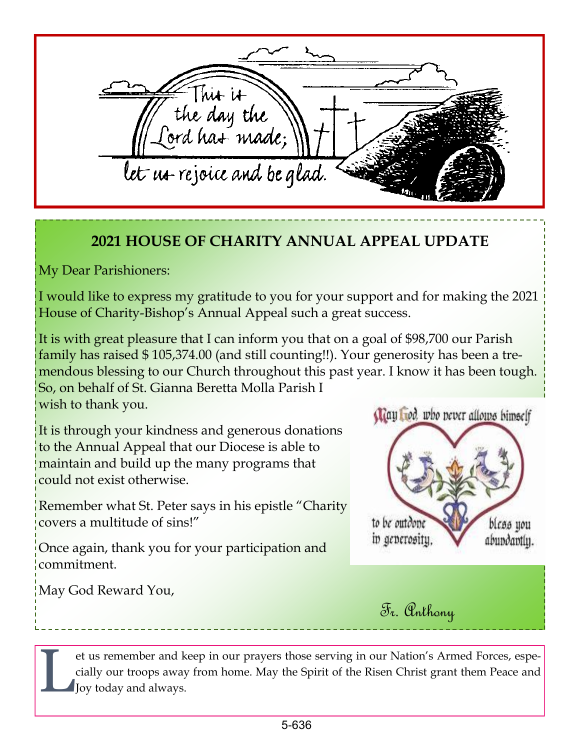This is the day the Lord has made; let us rejoice and be glad.

## 2021 HOUSE OF CHARITY ANNUAL APPEAL UPDATE

My Dear Parishioners:

I would like to express my gratitude to you for your support and for making the 2021 House of Charity-Bishop's Annual Appeal such a great success.

It is with great pleasure that I can inform you that on a goal of $98,700 our Parish family has raised $ 105,374.00 (and still counting!!). Your generosity has been a tremendous blessing to our Church throughout this past year. I know it has been tough. So, on behalf of St. Gianna Beretta Molla Parish I wish to thank you.

It is through your kindness and generous donations to the Annual Appeal that our Diocese is able to maintain and build up the many programs that could not exist otherwise.

Remember what St. Peter says in his epistle "Charity covers a multitude of sins!"

Once again, thank you for your participation and commitment.

May God Reward You,

Fr. Anthony

May God, who never allows himself to be outdone in generosity, bless you abundantly.

Let us remember and keep in our prayers those serving in our Nation's Armed Forces, especially our troops away from home. May the Spirit of the Risen Christ grant them Peace and Joy today and always.

5-636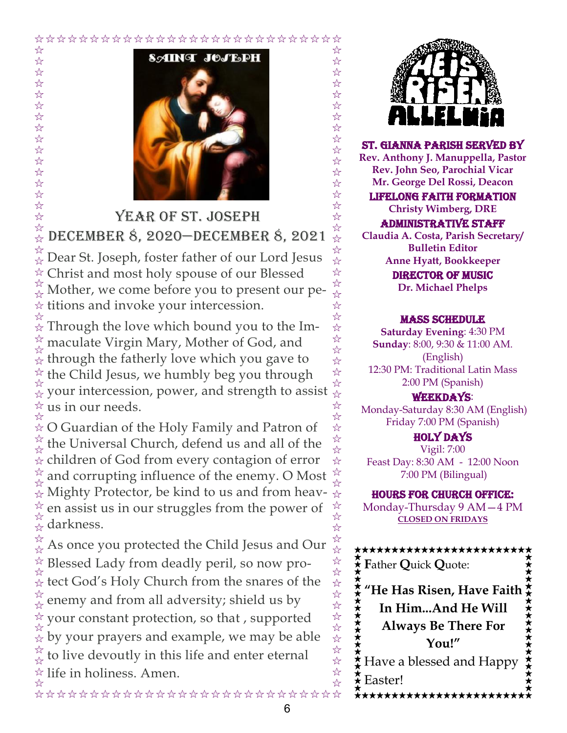SAINT JOSEPH

## YEAR OF ST. JOSEPH
## DECEMBER 8, 2020—DECEMBER 8, 2021

Dear St. Joseph, foster father of our Lord Jesus Christ and most holy spouse of our Blessed Mother, we come before you to present our petitions and invoke your intercession.

Through the love which bound you to the Immaculate Virgin Mary, Mother of God, and through the fatherly love which you gave to the Child Jesus, we humbly beg you through your intercession, power, and strength to assist us in our needs.

O Guardian of the Holy Family and Patron of the Universal Church, defend us and all of the children of God from every contagion of error and corrupting influence of the enemy. O Most Mighty Protector, be kind to us and from heaven assist us in our struggles from the power of darkness.

As once you protected the Child Jesus and Our Blessed Lady from deadly peril, so now protect God's Holy Church from the snares of the enemy and from all adversity; shield us by your constant protection, so that , supported by your prayers and example, we may be able to live devoutly in this life and enter eternal life in holiness. Amen.

HE IS RISEN ALLELUIA

### ST. GIANNA PARISH SERVED BY

**Rev. Anthony J. Manuppella, Pastor**
**Rev. John Seo, Parochial Vicar**
**Mr. George Del Rossi, Deacon**

### LIFELONG FAITH FORMATION

**Christy Wimberg, DRE**

### ADMINISTRATIVE STAFF

**Claudia A. Costa, Parish Secretary/ Bulletin Editor**
**Anne Hyatt, Bookkeeper**

### DIRECTOR OF MUSIC

**Dr. Michael Phelps**

### MASS SCHEDULE

**Saturday Evening**: 4:30 PM
**Sunday**: 8:00, 9:30 & 11:00 AM. (English)
12:30 PM: Traditional Latin Mass
2:00 PM (Spanish)

### WEEKDAYS:

Monday-Saturday 8:30 AM (English)
Friday 7:00 PM (Spanish)

### HOLY DAYS

Vigil: 7:00
Feast Day: 8:30 AM - 12:00 Noon
7:00 PM (Bilingual)

### HOURS FOR CHURCH OFFICE:

Monday-Thursday 9 AM—4 PM
**CLOSED ON FRIDAYS**

**F**ather **Q**uick **Q**uote:

**"He Has Risen, Have Faith In Him...And He Will Always Be There For You!"**

Have a blessed and Happy Easter!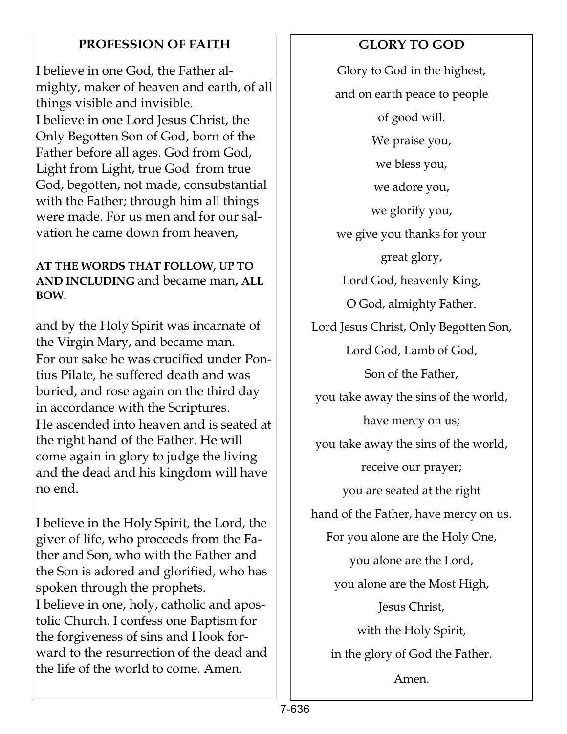## PROFESSION OF FAITH

I believe in one God, the Father almighty, maker of heaven and earth, of all things visible and invisible.
I believe in one Lord Jesus Christ, the Only Begotten Son of God, born of the Father before all ages. God from God, Light from Light, true God from true God, begotten, not made, consubstantial with the Father; through him all things were made. For us men and for our salvation he came down from heaven,

**AT THE WORDS THAT FOLLOW, UP TO AND INCLUDING** and became man, **ALL BOW.**

and by the Holy Spirit was incarnate of the Virgin Mary, and became man.
For our sake he was crucified under Pontius Pilate, he suffered death and was buried, and rose again on the third day in accordance with the Scriptures.
He ascended into heaven and is seated at the right hand of the Father. He will come again in glory to judge the living and the dead and his kingdom will have no end.

I believe in the Holy Spirit, the Lord, the giver of life, who proceeds from the Father and Son, who with the Father and the Son is adored and glorified, who has spoken through the prophets.
I believe in one, holy, catholic and apostolic Church. I confess one Baptism for the forgiveness of sins and I look forward to the resurrection of the dead and the life of the world to come. Amen.

## GLORY TO GOD

Glory to God in the highest,
and on earth peace to people
of good will.
We praise you,
we bless you,
we adore you,
we glorify you,
we give you thanks for your
great glory,
Lord God, heavenly King,
O God, almighty Father.
Lord Jesus Christ, Only Begotten Son,
Lord God, Lamb of God,
Son of the Father,
you take away the sins of the world,
have mercy on us;
you take away the sins of the world,
receive our prayer;
you are seated at the right
hand of the Father, have mercy on us.
For you alone are the Holy One,
you alone are the Lord,
you alone are the Most High,
Jesus Christ,
with the Holy Spirit,
in the glory of God the Father.
Amen.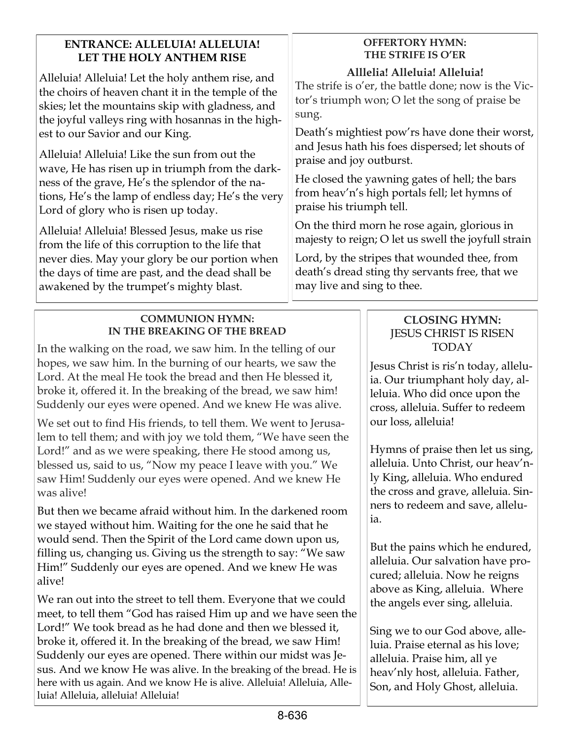## ENTRANCE: ALLELUIA! ALLELUIA! LET THE HOLY ANTHEM RISE

Alleluia! Alleluia! Let the holy anthem rise, and the choirs of heaven chant it in the temple of the skies; let the mountains skip with gladness, and the joyful valleys ring with hosannas in the highest to our Savior and our King.

Alleluia! Alleluia! Like the sun from out the wave, He has risen up in triumph from the darkness of the grave, He's the splendor of the nations, He's the lamp of endless day; He's the very Lord of glory who is risen up today.

Alleluia! Alleluia! Blessed Jesus, make us rise from the life of this corruption to the life that never dies. May your glory be our portion when the days of time are past, and the dead shall be awakened by the trumpet's mighty blast.

## OFFERTORY HYMN: THE STRIFE IS O'ER

**Alllelia! Alleluia! Alleluia!**

The strife is o'er, the battle done; now is the Victor's triumph won; O let the song of praise be sung.

Death's mightiest pow'rs have done their worst, and Jesus hath his foes dispersed; let shouts of praise and joy outburst.

He closed the yawning gates of hell; the bars from heav'n's high portals fell; let hymns of praise his triumph tell.

On the third morn he rose again, glorious in majesty to reign; O let us swell the joyfull strain

Lord, by the stripes that wounded thee, from death's dread sting thy servants free, that we may live and sing to thee.

## COMMUNION HYMN: IN THE BREAKING OF THE BREAD

In the walking on the road, we saw him. In the telling of our hopes, we saw him. In the burning of our hearts, we saw the Lord. At the meal He took the bread and then He blessed it, broke it, offered it. In the breaking of the bread, we saw him! Suddenly our eyes were opened. And we knew He was alive.

We set out to find His friends, to tell them. We went to Jerusalem to tell them; and with joy we told them, "We have seen the Lord!" and as we were speaking, there He stood among us, blessed us, said to us, "Now my peace I leave with you." We saw Him! Suddenly our eyes were opened. And we knew He was alive!

But then we became afraid without him. In the darkened room we stayed without him. Waiting for the one he said that he would send. Then the Spirit of the Lord came down upon us, filling us, changing us. Giving us the strength to say: "We saw Him!" Suddenly our eyes are opened. And we knew He was alive!

We ran out into the street to tell them. Everyone that we could meet, to tell them "God has raised Him up and we have seen the Lord!" We took bread as he had done and then we blessed it, broke it, offered it. In the breaking of the bread, we saw Him! Suddenly our eyes are opened. There within our midst was Jesus. And we know He was alive. In the breaking of the bread. He is here with us again. And we know He is alive. Alleluia! Alleluia, Alleluia! Alleluia, alleluia! Alleluia!

## CLOSING HYMN: JESUS CHRIST IS RISEN TODAY

Jesus Christ is ris'n today, alleluia. Our triumphant holy day, alleluia. Who did once upon the cross, alleluia. Suffer to redeem our loss, alleluia!

Hymns of praise then let us sing, alleluia. Unto Christ, our heav'nly King, alleluia. Who endured the cross and grave, alleluia. Sinners to redeem and save, alleluia.

But the pains which he endured, alleluia. Our salvation have procured; alleluia. Now he reigns above as King, alleluia. Where the angels ever sing, alleluia.

Sing we to our God above, alleluia. Praise eternal as his love; alleluia. Praise him, all ye heav'nly host, alleluia. Father, Son, and Holy Ghost, alleluia.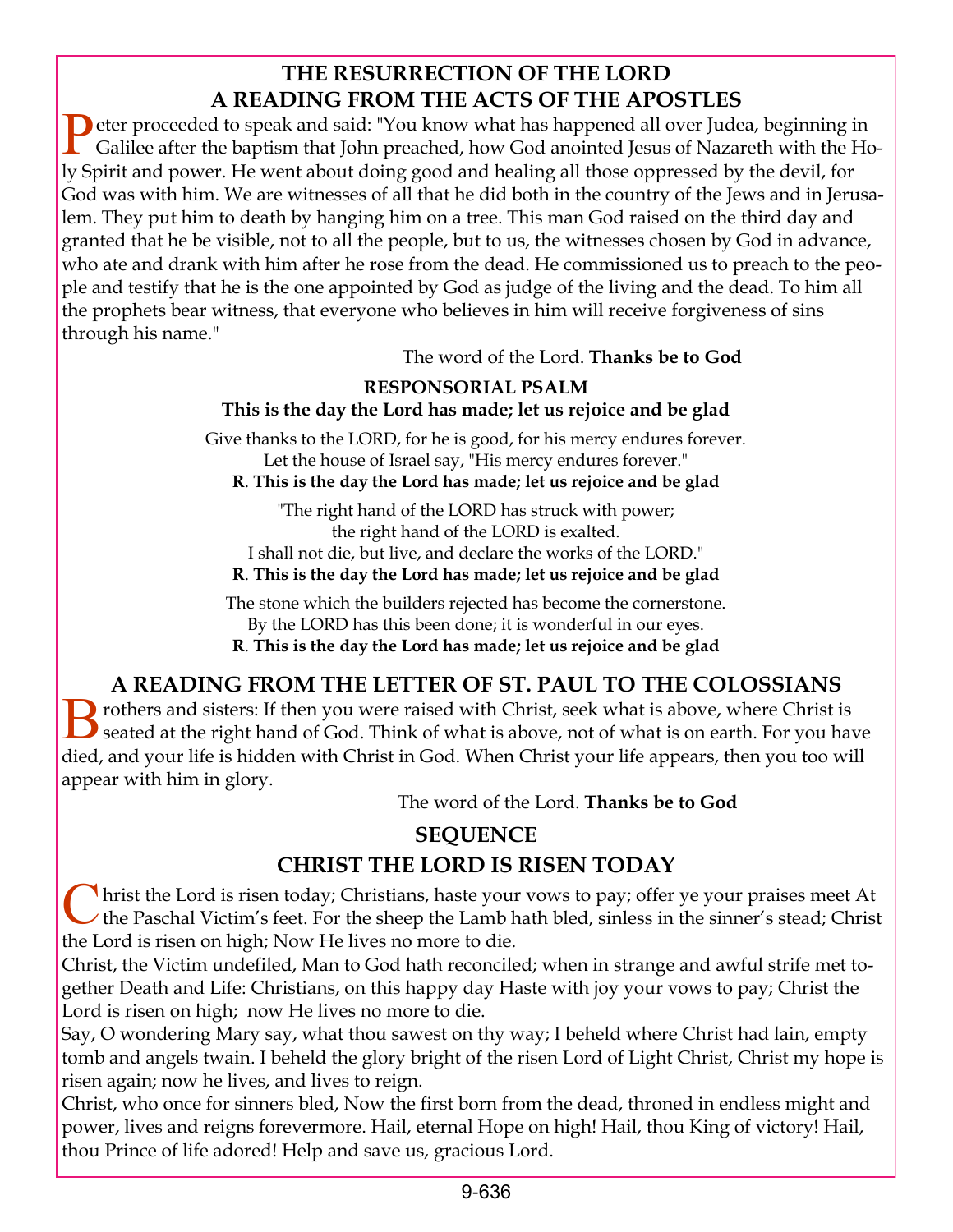## THE RESURRECTION OF THE LORD
## A READING FROM THE ACTS OF THE APOSTLES

Peter proceeded to speak and said: "You know what has happened all over Judea, beginning in Galilee after the baptism that John preached, how God anointed Jesus of Nazareth with the Holy Spirit and power. He went about doing good and healing all those oppressed by the devil, for God was with him. We are witnesses of all that he did both in the country of the Jews and in Jerusalem. They put him to death by hanging him on a tree. This man God raised on the third day and granted that he be visible, not to all the people, but to us, the witnesses chosen by God in advance, who ate and drank with him after he rose from the dead. He commissioned us to preach to the people and testify that he is the one appointed by God as judge of the living and the dead. To him all the prophets bear witness, that everyone who believes in him will receive forgiveness of sins through his name."

The word of the Lord. **Thanks be to God**

### RESPONSORIAL PSALM
**This is the day the Lord has made; let us rejoice and be glad**

Give thanks to the LORD, for he is good, for his mercy endures forever.
Let the house of Israel say, "His mercy endures forever."
**R**. **This is the day the Lord has made; let us rejoice and be glad**

"The right hand of the LORD has struck with power;
the right hand of the LORD is exalted.
I shall not die, but live, and declare the works of the LORD."
**R**. **This is the day the Lord has made; let us rejoice and be glad**

The stone which the builders rejected has become the cornerstone.
By the LORD has this been done; it is wonderful in our eyes.
**R**. **This is the day the Lord has made; let us rejoice and be glad**

## A READING FROM THE LETTER OF ST. PAUL TO THE COLOSSIANS

Brothers and sisters: If then you were raised with Christ, seek what is above, where Christ is seated at the right hand of God. Think of what is above, not of what is on earth. For you have died, and your life is hidden with Christ in God. When Christ your life appears, then you too will appear with him in glory.

The word of the Lord. **Thanks be to God**

## SEQUENCE
## CHRIST THE LORD IS RISEN TODAY

Christ the Lord is risen today; Christians, haste your vows to pay; offer ye your praises meet At the Paschal Victim's feet. For the sheep the Lamb hath bled, sinless in the sinner's stead; Christ the Lord is risen on high; Now He lives no more to die.

Christ, the Victim undefiled, Man to God hath reconciled; when in strange and awful strife met together Death and Life: Christians, on this happy day Haste with joy your vows to pay; Christ the Lord is risen on high; now He lives no more to die.

Say, O wondering Mary say, what thou sawest on thy way; I beheld where Christ had lain, empty tomb and angels twain. I beheld the glory bright of the risen Lord of Light Christ, Christ my hope is risen again; now he lives, and lives to reign.

Christ, who once for sinners bled, Now the first born from the dead, throned in endless might and power, lives and reigns forevermore. Hail, eternal Hope on high! Hail, thou King of victory! Hail, thou Prince of life adored! Help and save us, gracious Lord.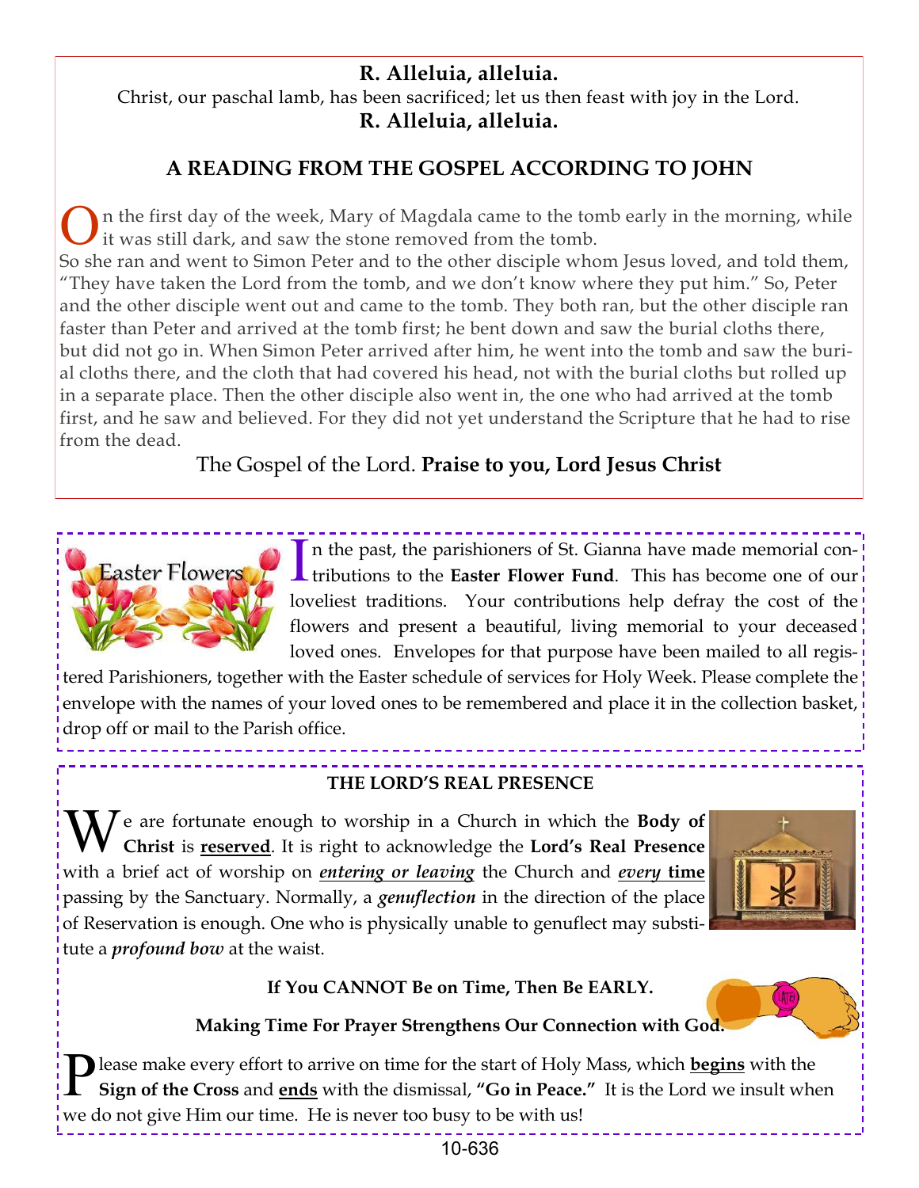**R. Alleluia, alleluia.**

Christ, our paschal lamb, has been sacrificed; let us then feast with joy in the Lord.

**R. Alleluia, alleluia.**

## A READING FROM THE GOSPEL ACCORDING TO JOHN

On the first day of the week, Mary of Magdala came to the tomb early in the morning, while it was still dark, and saw the stone removed from the tomb.
So she ran and went to Simon Peter and to the other disciple whom Jesus loved, and told them, "They have taken the Lord from the tomb, and we don't know where they put him." So, Peter and the other disciple went out and came to the tomb. They both ran, but the other disciple ran faster than Peter and arrived at the tomb first; he bent down and saw the burial cloths there, but did not go in. When Simon Peter arrived after him, he went into the tomb and saw the burial cloths there, and the cloth that had covered his head, not with the burial cloths but rolled up in a separate place. Then the other disciple also went in, the one who had arrived at the tomb first, and he saw and believed. For they did not yet understand the Scripture that he had to rise from the dead.

The Gospel of the Lord. **Praise to you, Lord Jesus Christ**

---

Easter Flowers

In the past, the parishioners of St. Gianna have made memorial contributions to the **Easter Flower Fund**. This has become one of our loveliest traditions. Your contributions help defray the cost of the flowers and present a beautiful, living memorial to your deceased loved ones. Envelopes for that purpose have been mailed to all registered Parishioners, together with the Easter schedule of services for Holy Week. Please complete the envelope with the names of your loved ones to be remembered and place it in the collection basket, drop off or mail to the Parish office.

---

### THE LORD'S REAL PRESENCE

We are fortunate enough to worship in a Church in which the **Body of Christ** is **reserved**. It is right to acknowledge the **Lord's Real Presence** with a brief act of worship on ***entering or leaving*** the Church and ***every* time** passing by the Sanctuary. Normally, a ***genuflection*** in the direction of the place of Reservation is enough. One who is physically unable to genuflect may substitute a ***profound bow*** at the waist.

**If You CANNOT Be on Time, Then Be EARLY.**

**Making Time For Prayer Strengthens Our Connection with God.**

Please make every effort to arrive on time for the start of Holy Mass, which **begins** with the **Sign of the Cross** and **ends** with the dismissal, **"Go in Peace."** It is the Lord we insult when we do not give Him our time. He is never too busy to be with us!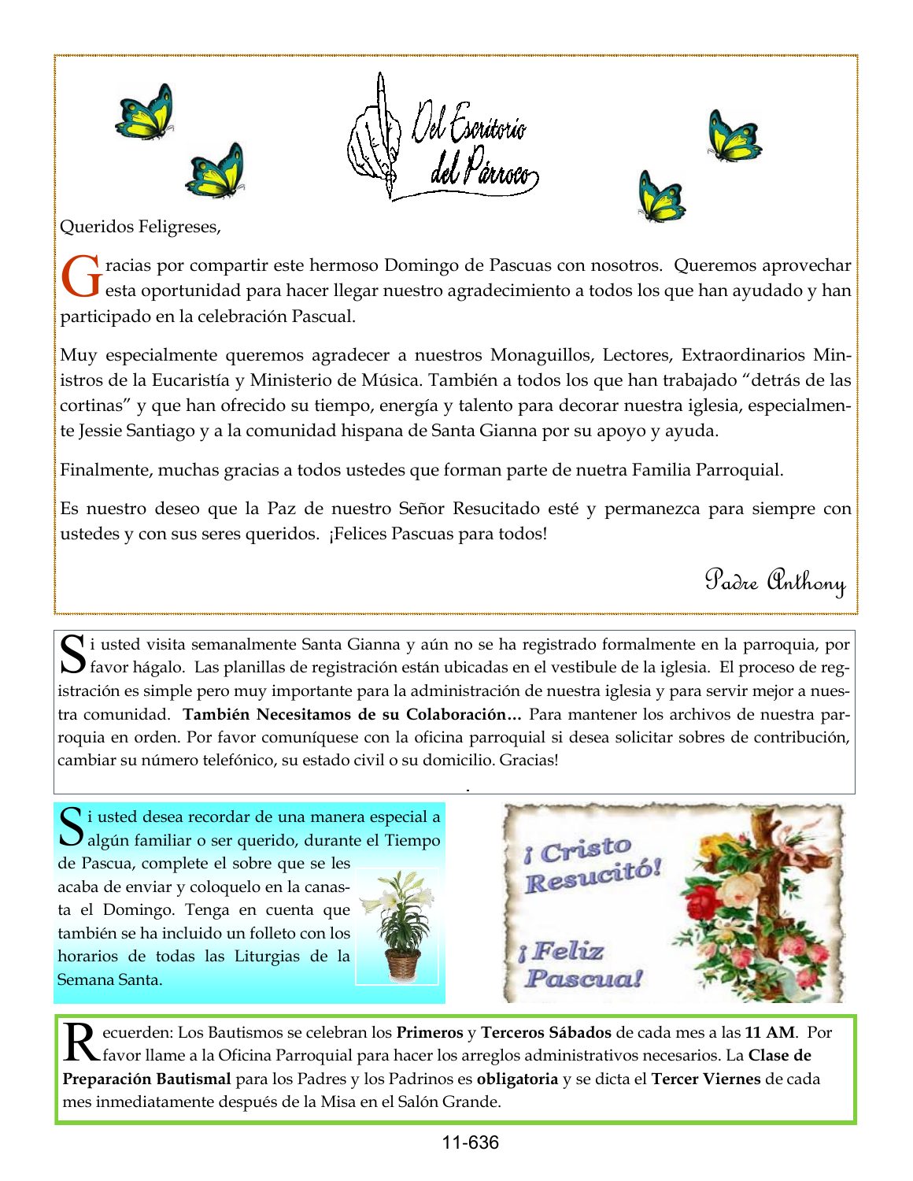## Del Escritorio del Párroco

Queridos Feligreses,

Gracias por compartir este hermoso Domingo de Pascuas con nosotros. Queremos aprovechar esta oportunidad para hacer llegar nuestro agradecimiento a todos los que han ayudado y han participado en la celebración Pascual.

Muy especialmente queremos agradecer a nuestros Monaguillos, Lectores, Extraordinarios Ministros de la Eucaristía y Ministerio de Música. También a todos los que han trabajado "detrás de las cortinas" y que han ofrecido su tiempo, energía y talento para decorar nuestra iglesia, especialmente Jessie Santiago y a la comunidad hispana de Santa Gianna por su apoyo y ayuda.

Finalmente, muchas gracias a todos ustedes que forman parte de nuetra Familia Parroquial.

Es nuestro deseo que la Paz de nuestro Señor Resucitado esté y permanezca para siempre con ustedes y con sus seres queridos. ¡Felices Pascuas para todos!

*Padre Anthony*

---

Si usted visita semanalmente Santa Gianna y aún no se ha registrado formalmente en la parroquia, por favor hágalo. Las planillas de registración están ubicadas en el vestibule de la iglesia. El proceso de registración es simple pero muy importante para la administración de nuestra iglesia y para servir mejor a nuestra comunidad. **También Necesitamos de su Colaboración…** Para mantener los archivos de nuestra parroquia en orden. Por favor comuníquese con la oficina parroquial si desea solicitar sobres de contribución, cambiar su número telefónico, su estado civil o su domicilio. Gracias!

---

Si usted desea recordar de una manera especial a algún familiar o ser querido, durante el Tiempo de Pascua, complete el sobre que se les acaba de enviar y coloquelo en la canasta el Domingo. Tenga en cuenta que también se ha incluido un folleto con los horarios de todas las Liturgias de la Semana Santa.

¡Cristo Resucitó!

¡Feliz Pascua!

---

Recuerden: Los Bautismos se celebran los **Primeros** y **Terceros Sábados** de cada mes a las **11 AM**. Por favor llame a la Oficina Parroquial para hacer los arreglos administrativos necesarios. La **Clase de Preparación Bautismal** para los Padres y los Padrinos es **obligatoria** y se dicta el **Tercer Viernes** de cada mes inmediatamente después de la Misa en el Salón Grande.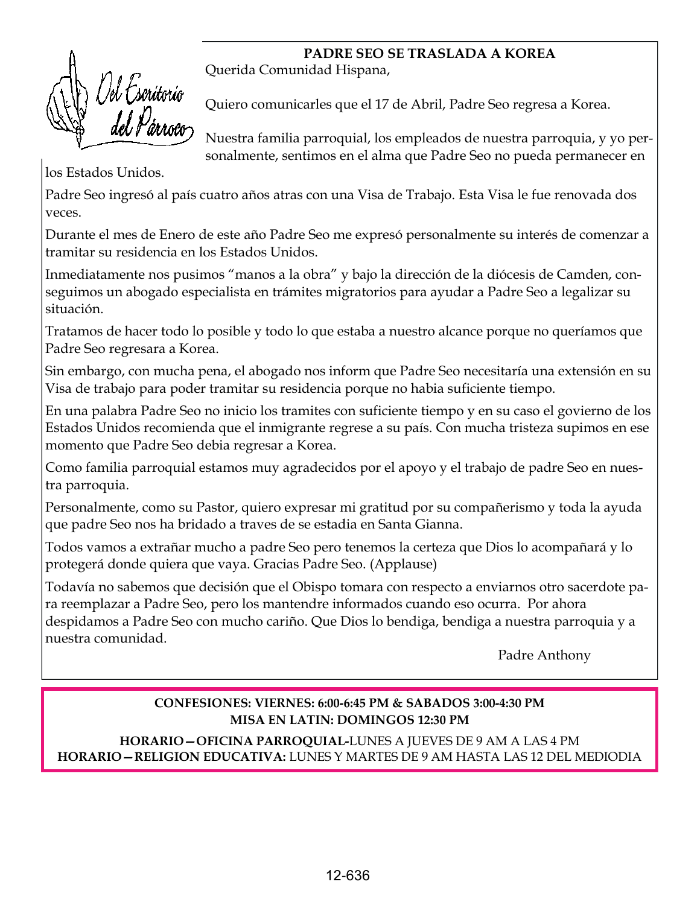Del Escritorio del Párroco

## PADRE SEO SE TRASLADA A KOREA

Querida Comunidad Hispana,

Quiero comunicarles que el 17 de Abril, Padre Seo regresa a Korea.

Nuestra familia parroquial, los empleados de nuestra parroquia, y yo personalmente, sentimos en el alma que Padre Seo no pueda permanecer en los Estados Unidos.

Padre Seo ingresó al país cuatro años atras con una Visa de Trabajo. Esta Visa le fue renovada dos veces.

Durante el mes de Enero de este año Padre Seo me expresó personalmente su interés de comenzar a tramitar su residencia en los Estados Unidos.

Inmediatamente nos pusimos "manos a la obra" y bajo la dirección de la diócesis de Camden, conseguimos un abogado especialista en trámites migratorios para ayudar a Padre Seo a legalizar su situación.

Tratamos de hacer todo lo posible y todo lo que estaba a nuestro alcance porque no queríamos que Padre Seo regresara a Korea.

Sin embargo, con mucha pena, el abogado nos inform que Padre Seo necesitaría una extensión en su Visa de trabajo para poder tramitar su residencia porque no habia suficiente tiempo.

En una palabra Padre Seo no inicio los tramites con suficiente tiempo y en su caso el govierno de los Estados Unidos recomienda que el inmigrante regrese a su país. Con mucha tristeza supimos en ese momento que Padre Seo debia regresar a Korea.

Como familia parroquial estamos muy agradecidos por el apoyo y el trabajo de padre Seo en nuestra parroquia.

Personalmente, como su Pastor, quiero expresar mi gratitud por su compañerismo y toda la ayuda que padre Seo nos ha bridado a traves de se estadia en Santa Gianna.

Todos vamos a extrañar mucho a padre Seo pero tenemos la certeza que Dios lo acompañará y lo protegerá donde quiera que vaya. Gracias Padre Seo. (Applause)

Todavía no sabemos que decisión que el Obispo tomara con respecto a enviarnos otro sacerdote para reemplazar a Padre Seo, pero los mantendre informados cuando eso ocurra. Por ahora despidamos a Padre Seo con mucho cariño. Que Dios lo bendiga, bendiga a nuestra parroquia y a nuestra comunidad.

Padre Anthony

---

**CONFESIONES: VIERNES: 6:00-6:45 PM & SABADOS 3:00-4:30 PM**
**MISA EN LATIN: DOMINGOS 12:30 PM**

**HORARIO—OFICINA PARROQUIAL-**LUNES A JUEVES DE 9 AM A LAS 4 PM
**HORARIO—RELIGION EDUCATIVA:** LUNES Y MARTES DE 9 AM HASTA LAS 12 DEL MEDIODIA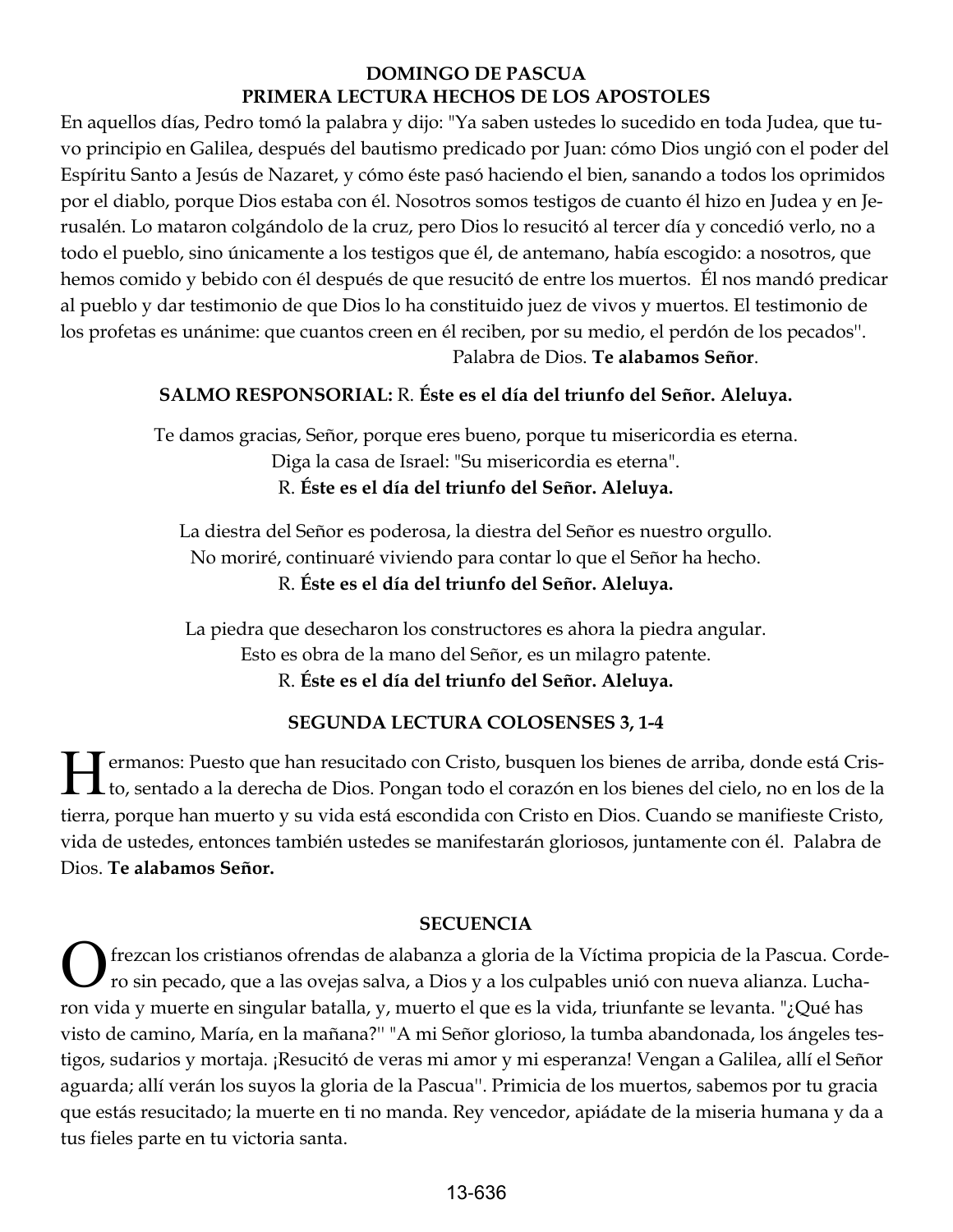## DOMINGO DE PASCUA
## PRIMERA LECTURA HECHOS DE LOS APOSTOLES

En aquellos días, Pedro tomó la palabra y dijo: "Ya saben ustedes lo sucedido en toda Judea, que tuvo principio en Galilea, después del bautismo predicado por Juan: cómo Dios ungió con el poder del Espíritu Santo a Jesús de Nazaret, y cómo éste pasó haciendo el bien, sanando a todos los oprimidos por el diablo, porque Dios estaba con él. Nosotros somos testigos de cuanto él hizo en Judea y en Jerusalén. Lo mataron colgándolo de la cruz, pero Dios lo resucitó al tercer día y concedió verlo, no a todo el pueblo, sino únicamente a los testigos que él, de antemano, había escogido: a nosotros, que hemos comido y bebido con él después de que resucitó de entre los muertos. Él nos mandó predicar al pueblo y dar testimonio de que Dios lo ha constituido juez de vivos y muertos. El testimonio de los profetas es unánime: que cuantos creen en él reciben, por su medio, el perdón de los pecados''.

Palabra de Dios. **Te alabamos Señor**.

**SALMO RESPONSORIAL:** R. **Éste es el día del triunfo del Señor. Aleluya.**

Te damos gracias, Señor, porque eres bueno, porque tu misericordia es eterna.
Diga la casa de Israel: "Su misericordia es eterna".
R. **Éste es el día del triunfo del Señor. Aleluya.**

La diestra del Señor es poderosa, la diestra del Señor es nuestro orgullo.
No moriré, continuaré viviendo para contar lo que el Señor ha hecho.
R. **Éste es el día del triunfo del Señor. Aleluya.**

La piedra que desecharon los constructores es ahora la piedra angular.
Esto es obra de la mano del Señor, es un milagro patente.
R. **Éste es el día del triunfo del Señor. Aleluya.**

**SEGUNDA LECTURA COLOSENSES 3, 1-4**

Hermanos: Puesto que han resucitado con Cristo, busquen los bienes de arriba, donde está Cristo, sentado a la derecha de Dios. Pongan todo el corazón en los bienes del cielo, no en los de la tierra, porque han muerto y su vida está escondida con Cristo en Dios. Cuando se manifieste Cristo, vida de ustedes, entonces también ustedes se manifestarán gloriosos, juntamente con él. Palabra de Dios. **Te alabamos Señor.**

**SECUENCIA**

Ofrezcan los cristianos ofrendas de alabanza a gloria de la Víctima propicia de la Pascua. Cordero sin pecado, que a las ovejas salva, a Dios y a los culpables unió con nueva alianza. Lucharon vida y muerte en singular batalla, y, muerto el que es la vida, triunfante se levanta. "¿Qué has visto de camino, María, en la mañana?'' "A mi Señor glorioso, la tumba abandonada, los ángeles testigos, sudarios y mortaja. ¡Resucitó de veras mi amor y mi esperanza! Vengan a Galilea, allí el Señor aguarda; allí verán los suyos la gloria de la Pascua''. Primicia de los muertos, sabemos por tu gracia que estás resucitado; la muerte en ti no manda. Rey vencedor, apiádate de la miseria humana y da a tus fieles parte en tu victoria santa.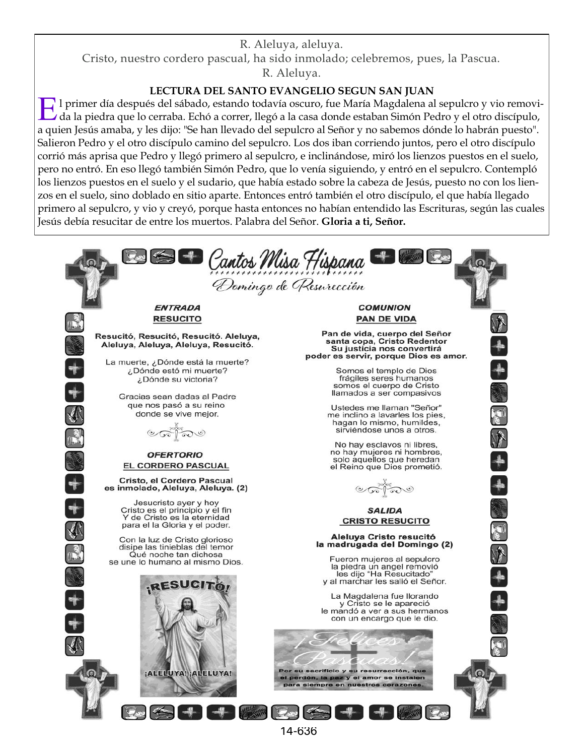R. Aleluya, aleluya.
Cristo, nuestro cordero pascual, ha sido inmolado; celebremos, pues, la Pascua.
R. Aleluya.

**LECTURA DEL SANTO EVANGELIO SEGUN SAN JUAN**

El primer día después del sábado, estando todavía oscuro, fue María Magdalena al sepulcro y vio removida la piedra que lo cerraba. Echó a correr, llegó a la casa donde estaban Simón Pedro y el otro discípulo, a quien Jesús amaba, y les dijo: "Se han llevado del sepulcro al Señor y no sabemos dónde lo habrán puesto". Salieron Pedro y el otro discípulo camino del sepulcro. Los dos iban corriendo juntos, pero el otro discípulo corrió más aprisa que Pedro y llegó primero al sepulcro, e inclinándose, miró los lienzos puestos en el suelo, pero no entró. En eso llegó también Simón Pedro, que lo venía siguiendo, y entró en el sepulcro. Contempló los lienzos puestos en el suelo y el sudario, que había estado sobre la cabeza de Jesús, puesto no con los lienzos en el suelo, sino doblado en sitio aparte. Entonces entró también el otro discípulo, el que había llegado primero al sepulcro, y vio y creyó, porque hasta entonces no habían entendido las Escrituras, según las cuales Jesús debía resucitar de entre los muertos. Palabra del Señor. **Gloria a ti, Señor.**

# Cantos Misa Hispana

## Domingo de Resurrección

### *ENTRADA*

**RESUCITO**

**Resucitó, Resucitó, Resucitó. Aleluya, Aleluya, Aleluya, Aleluya, Resucitó.**

La muerte, ¿Dónde está la muerte?
¿Dónde estó mi muerte?
¿Dónde su victoria?

Gracias sean dadas al Padre
que nos pasó a su reino
donde se vive mejor.

### *OFERTORIO*

**EL CORDERO PASCUAL**

**Cristo, el Cordero Pascual es inmolado, Aleluya, Aleluya. (2)**

Jesucristo ayer y hoy
Cristo es el principio y el fin
Y de Cristo es la eternidad
para el la Gloria y el poder.

Con la luz de Cristo glorioso
disipe las tinieblas del temor
Qué noche tan dichosa
se une lo humano al mismo Dios.

¡RESUCITÓ!

¡ALELUYA! ¡ALELUYA!

### *COMUNION*

**PAN DE VIDA**

**Pan de vida, cuerpo del Señor
santa copa, Cristo Redentor
Su justicia nos convertirá
poder es servir, porque Dios es amor.**

Somos el templo de Dios
frágiles seres humanos
somos el cuerpo de Cristo
llamados a ser compasivos

Ustedes me llaman "Señor"
me inclino a lavarles los pies,
hagan lo mismo, humildes,
sirviéndose unos a otros.

No hay esclavos ni libres,
no hay mujeres ni hombres,
solo aquellos que heredan
el Reino que Dios prometió.

### *SALIDA*

**CRISTO RESUCITO**

**Aleluya Cristo resucitó
la madrugada del Domingo (2)**

Fueron mujeres al sepulcro
la piedra un angel removió
les dijo "Ha Resucitado"
y al marchar les salió el Señor.

La Magdalena fue llorando
y Cristo se le apareció
le mandó a ver a sus hermanos
con un encargo que le dio.

¡Felices Pascuas!

Por su sacrificio y su resurrección, que el perdón, la paz y el amor se instalen para siempre en nuestros corazones.